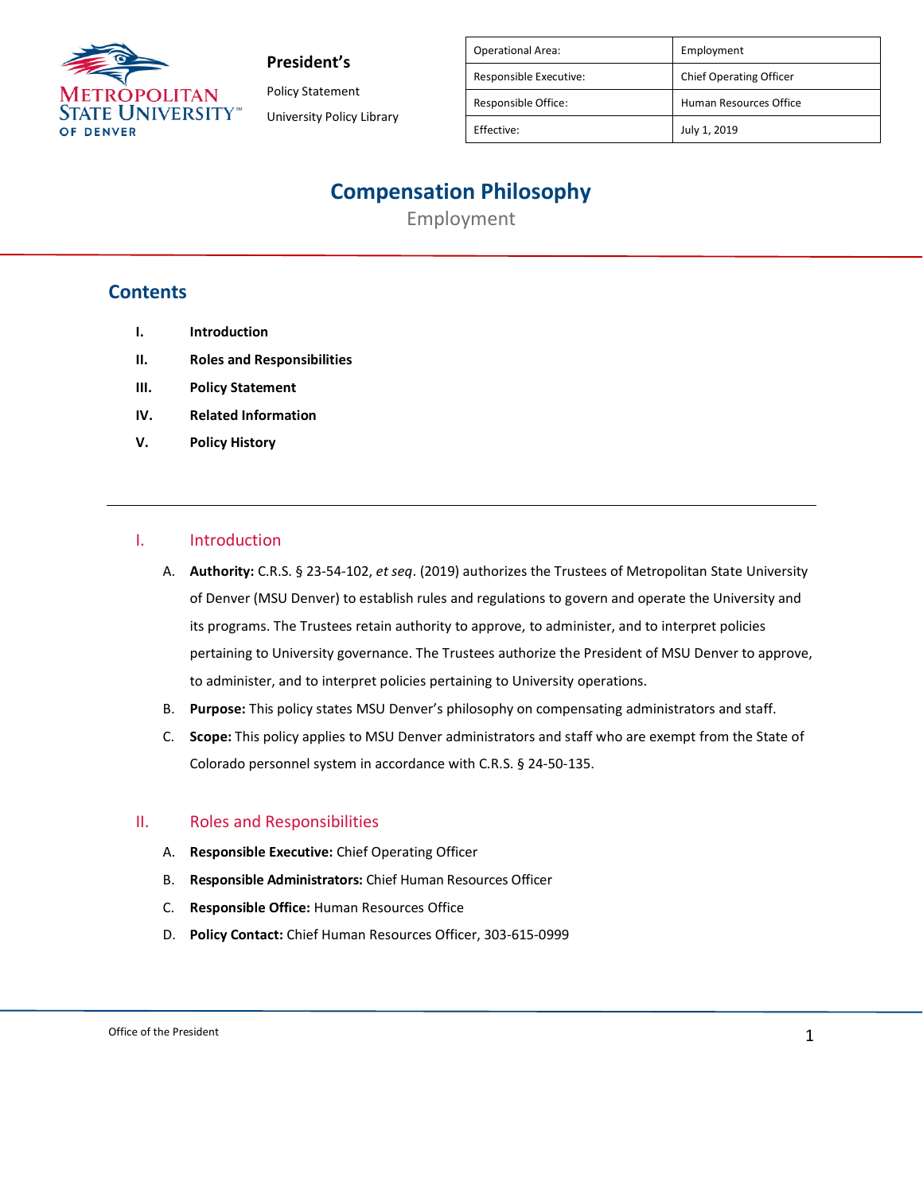**President's**

Policy Statement

University Policy Library

| Operational Area: | Employment |
|---|---|
| Responsible Executive: | Chief Operating Officer |
| Responsible Office: | Human Resources Office |
| Effective: | July 1, 2019 |

# Compensation Philosophy

Employment

## Contents

I. Introduction

II. Roles and Responsibilities

III. Policy Statement

IV. Related Information

V. Policy History

## I. Introduction

A. **Authority:** C.R.S. § 23-54-102, *et seq*. (2019) authorizes the Trustees of Metropolitan State University of Denver (MSU Denver) to establish rules and regulations to govern and operate the University and its programs. The Trustees retain authority to approve, to administer, and to interpret policies pertaining to University governance. The Trustees authorize the President of MSU Denver to approve, to administer, and to interpret policies pertaining to University operations.

B. **Purpose:** This policy states MSU Denver's philosophy on compensating administrators and staff.

C. **Scope:** This policy applies to MSU Denver administrators and staff who are exempt from the State of Colorado personnel system in accordance with C.R.S. § 24-50-135.

## II. Roles and Responsibilities

A. **Responsible Executive:** Chief Operating Officer

B. **Responsible Administrators:** Chief Human Resources Officer

C. **Responsible Office:** Human Resources Office

D. **Policy Contact:** Chief Human Resources Officer, 303-615-0999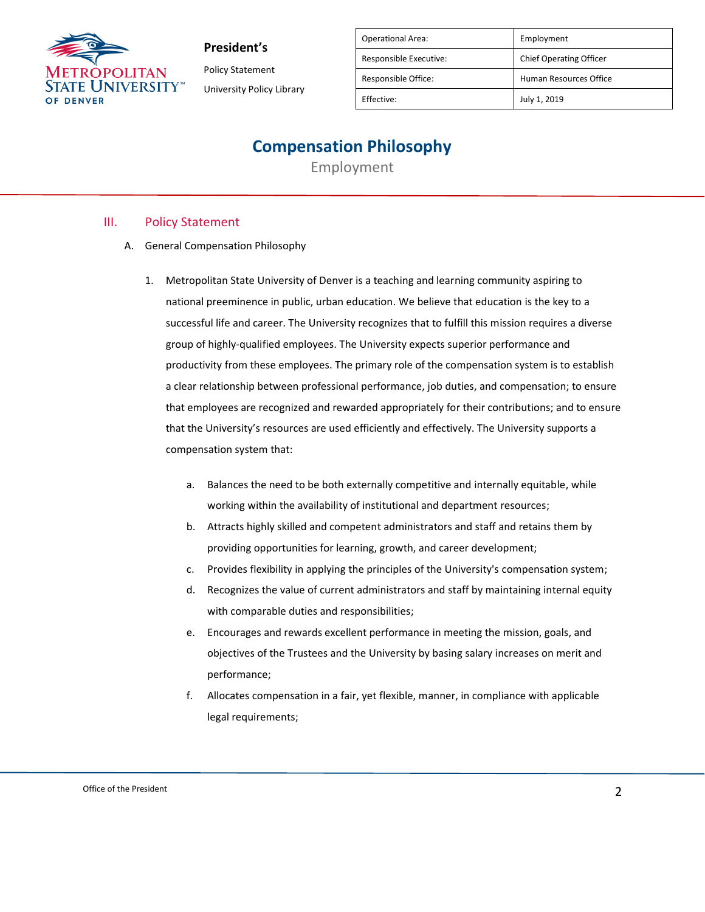| Operational Area: | Employment |
| --- | --- |
| Responsible Executive: | Chief Operating Officer |
| Responsible Office: | Human Resources Office |
| Effective: | July 1, 2019 |

# Compensation Philosophy

Employment

## III. Policy Statement

A. General Compensation Philosophy

1. Metropolitan State University of Denver is a teaching and learning community aspiring to national preeminence in public, urban education. We believe that education is the key to a successful life and career. The University recognizes that to fulfill this mission requires a diverse group of highly-qualified employees. The University expects superior performance and productivity from these employees. The primary role of the compensation system is to establish a clear relationship between professional performance, job duties, and compensation; to ensure that employees are recognized and rewarded appropriately for their contributions; and to ensure that the University's resources are used efficiently and effectively. The University supports a compensation system that:

   a. Balances the need to be both externally competitive and internally equitable, while working within the availability of institutional and department resources;

   b. Attracts highly skilled and competent administrators and staff and retains them by providing opportunities for learning, growth, and career development;

   c. Provides flexibility in applying the principles of the University's compensation system;

   d. Recognizes the value of current administrators and staff by maintaining internal equity with comparable duties and responsibilities;

   e. Encourages and rewards excellent performance in meeting the mission, goals, and objectives of the Trustees and the University by basing salary increases on merit and performance;

   f. Allocates compensation in a fair, yet flexible, manner, in compliance with applicable legal requirements;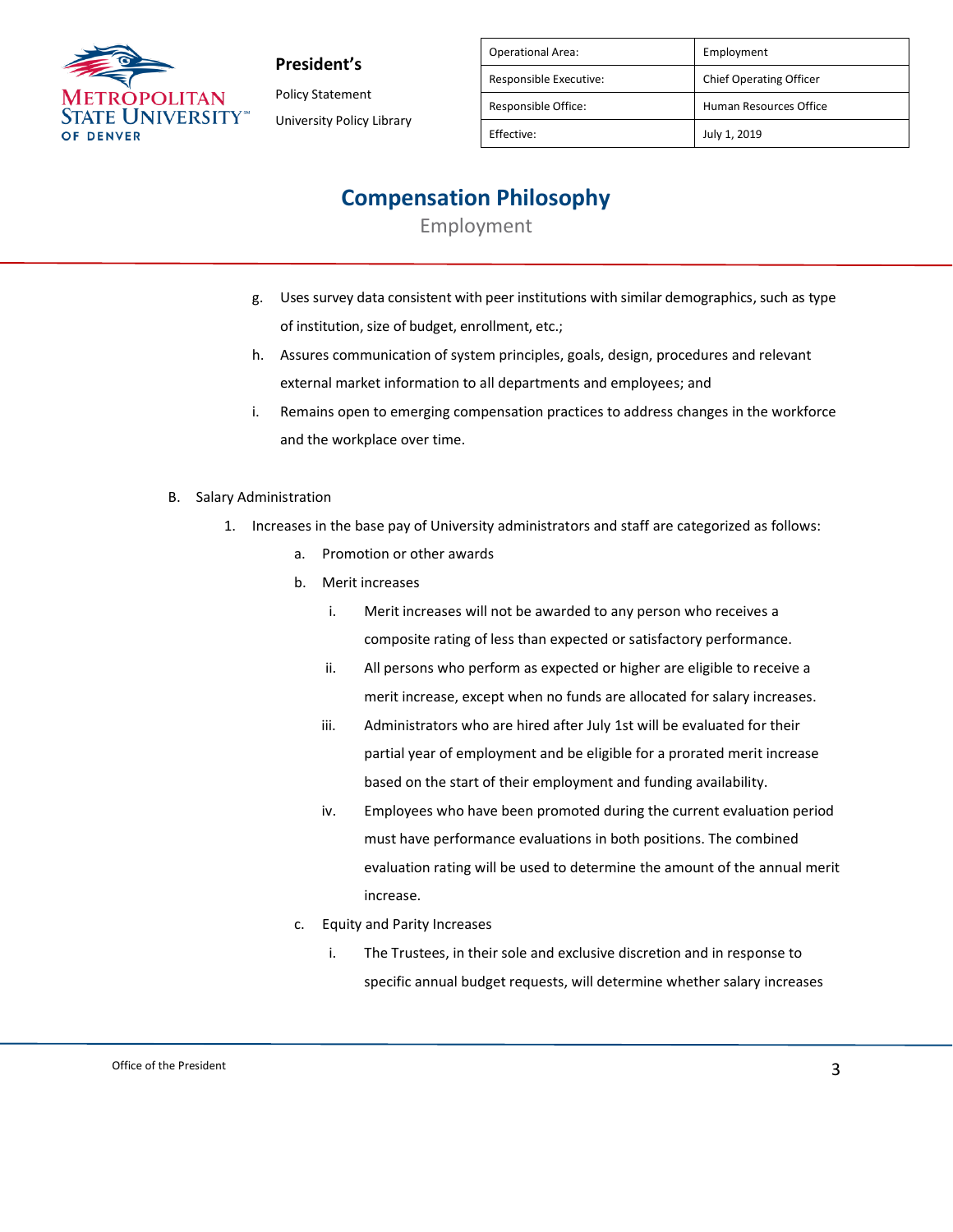g. Uses survey data consistent with peer institutions with similar demographics, such as type of institution, size of budget, enrollment, etc.;

h. Assures communication of system principles, goals, design, procedures and relevant external market information to all departments and employees; and

i. Remains open to emerging compensation practices to address changes in the workforce and the workplace over time.

B. Salary Administration

1. Increases in the base pay of University administrators and staff are categorized as follows:

   a. Promotion or other awards

   b. Merit increases

      i. Merit increases will not be awarded to any person who receives a composite rating of less than expected or satisfactory performance.

      ii. All persons who perform as expected or higher are eligible to receive a merit increase, except when no funds are allocated for salary increases.

      iii. Administrators who are hired after July 1st will be evaluated for their partial year of employment and be eligible for a prorated merit increase based on the start of their employment and funding availability.

      iv. Employees who have been promoted during the current evaluation period must have performance evaluations in both positions. The combined evaluation rating will be used to determine the amount of the annual merit increase.

   c. Equity and Parity Increases

      i. The Trustees, in their sole and exclusive discretion and in response to specific annual budget requests, will determine whether salary increases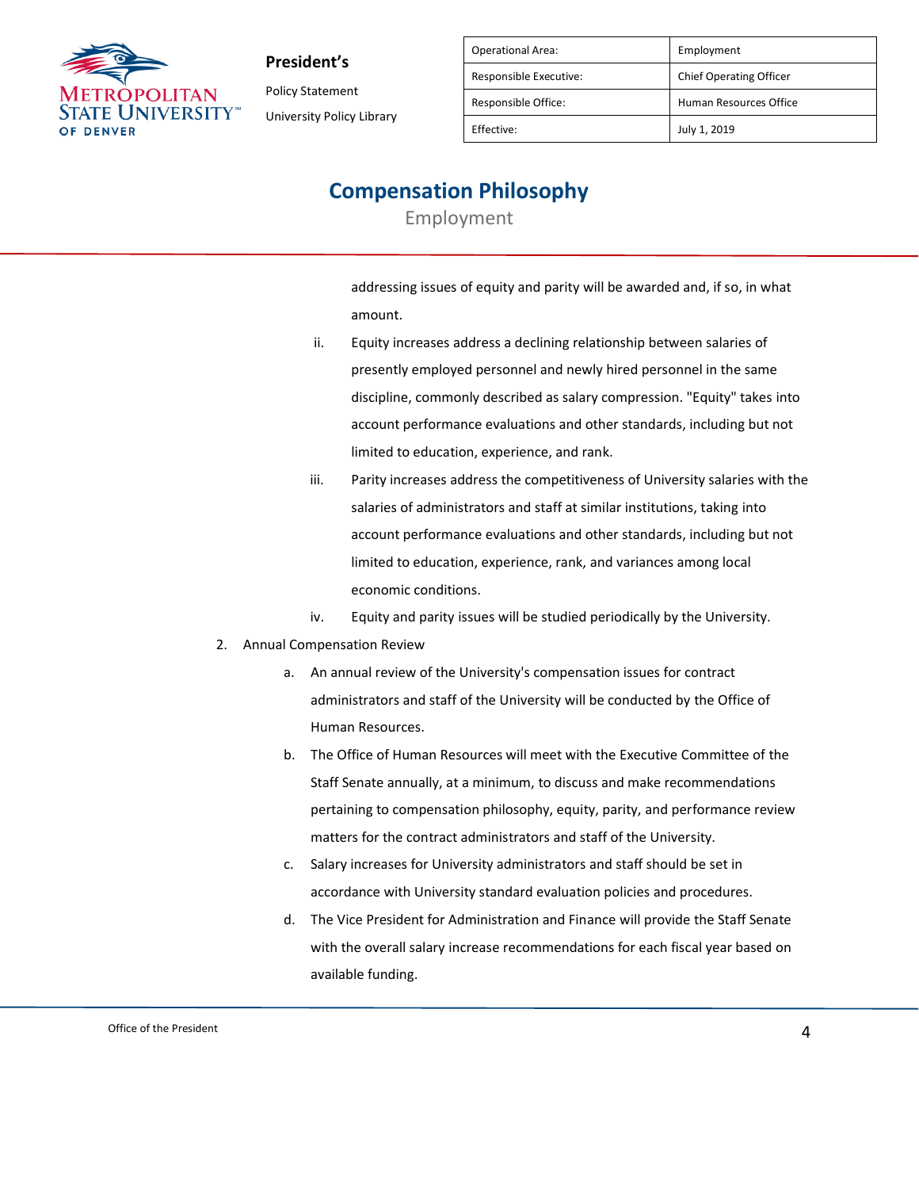addressing issues of equity and parity will be awarded and, if so, in what amount.

ii. Equity increases address a declining relationship between salaries of presently employed personnel and newly hired personnel in the same discipline, commonly described as salary compression. "Equity" takes into account performance evaluations and other standards, including but not limited to education, experience, and rank.

iii. Parity increases address the competitiveness of University salaries with the salaries of administrators and staff at similar institutions, taking into account performance evaluations and other standards, including but not limited to education, experience, rank, and variances among local economic conditions.

iv. Equity and parity issues will be studied periodically by the University.

2. Annual Compensation Review

   a. An annual review of the University's compensation issues for contract administrators and staff of the University will be conducted by the Office of Human Resources.

   b. The Office of Human Resources will meet with the Executive Committee of the Staff Senate annually, at a minimum, to discuss and make recommendations pertaining to compensation philosophy, equity, parity, and performance review matters for the contract administrators and staff of the University.

   c. Salary increases for University administrators and staff should be set in accordance with University standard evaluation policies and procedures.

   d. The Vice President for Administration and Finance will provide the Staff Senate with the overall salary increase recommendations for each fiscal year based on available funding.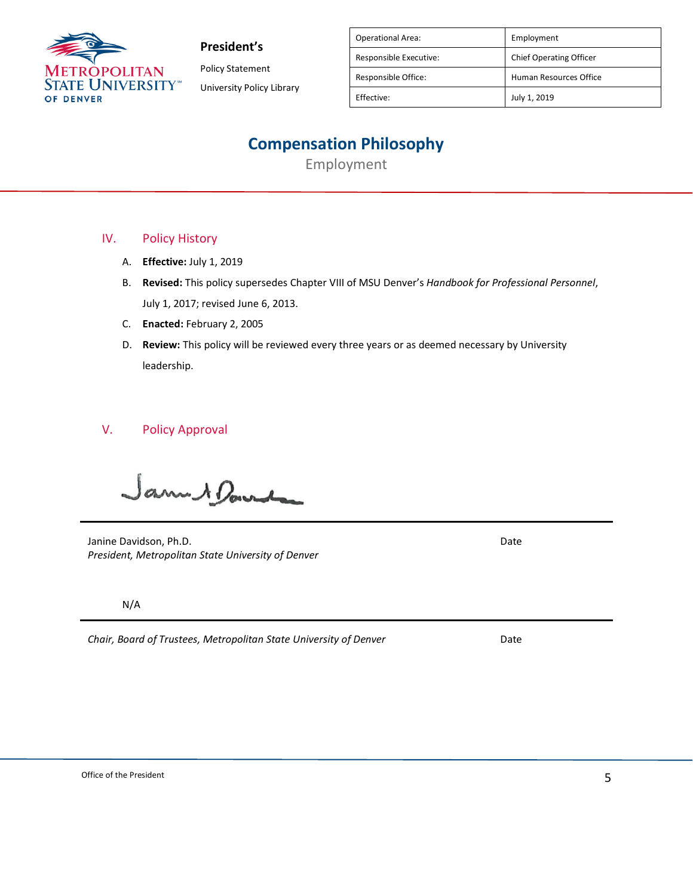| | |
|---|---|
| Operational Area: | Employment |
| Responsible Executive: | Chief Operating Officer |
| Responsible Office: | Human Resources Office |
| Effective: | July 1, 2019 |

**President's**

Policy Statement

University Policy Library

# Compensation Philosophy

Employment

## IV. Policy History

A. **Effective:** July 1, 2019

B. **Revised:** This policy supersedes Chapter VIII of MSU Denver's *Handbook for Professional Personnel*, July 1, 2017; revised June 6, 2013.

C. **Enacted:** February 2, 2005

D. **Review:** This policy will be reviewed every three years or as deemed necessary by University leadership.

## V. Policy Approval

Janine Davidson, Ph.D.
*President, Metropolitan State University of Denver* — Date

N/A

*Chair, Board of Trustees, Metropolitan State University of Denver* — Date